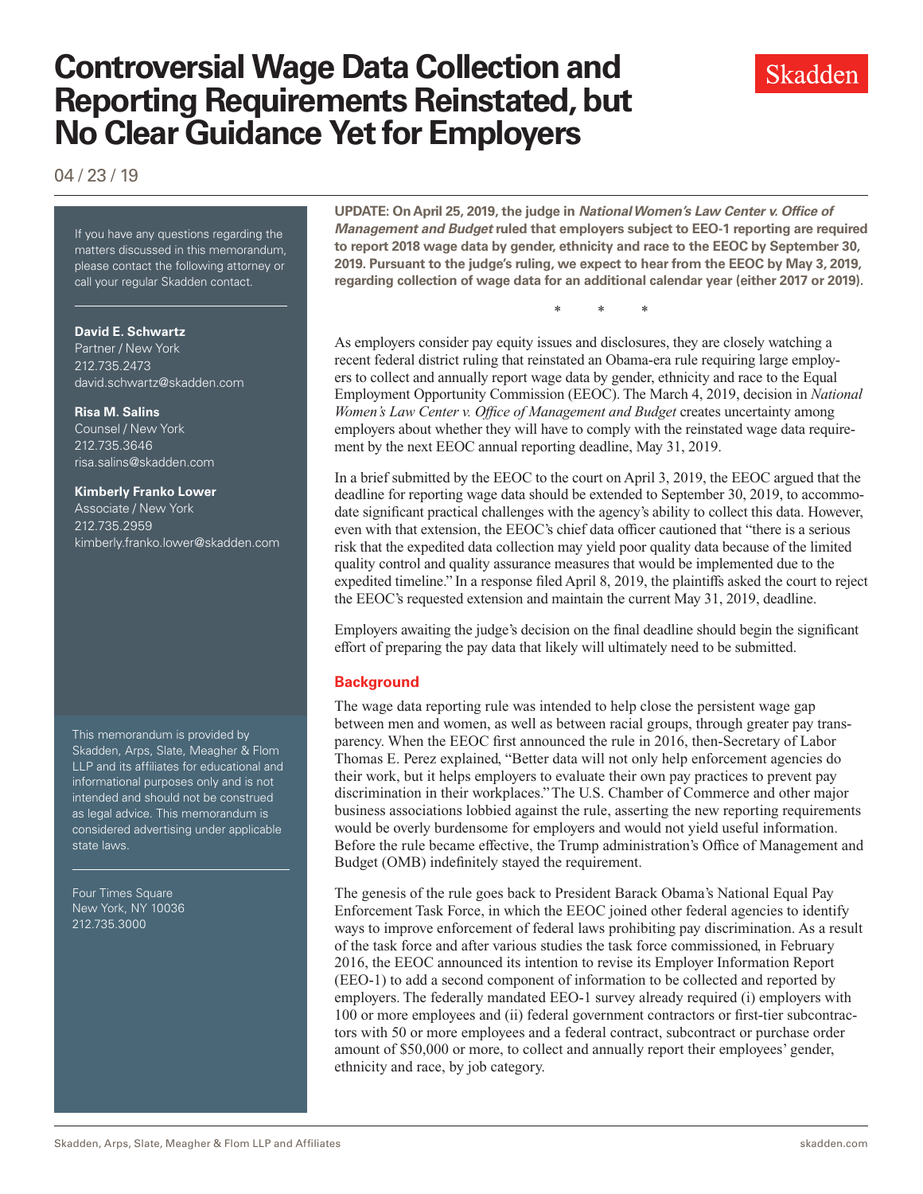# Controversial Wage Data Collection and Reporting Requirements Reinstated, but No Clear Guidance Yet for Employers

04 / 23 / 19

If you have any questions regarding the matters discussed in this memorandum, please contact the following attorney or call your regular Skadden contact.

**David E. Schwartz**
Partner / New York
212.735.2473
david.schwartz@skadden.com

**Risa M. Salins**
Counsel / New York
212.735.3646
risa.salins@skadden.com

**Kimberly Franko Lower**
Associate / New York
212.735.2959
kimberly.franko.lower@skadden.com

This memorandum is provided by Skadden, Arps, Slate, Meagher & Flom LLP and its affiliates for educational and informational purposes only and is not intended and should not be construed as legal advice. This memorandum is considered advertising under applicable state laws.

Four Times Square
New York, NY 10036
212.735.3000

**UPDATE: On April 25, 2019, the judge in *National Women's Law Center v. Office of Management and Budget* ruled that employers subject to EEO-1 reporting are required to report 2018 wage data by gender, ethnicity and race to the EEOC by September 30, 2019. Pursuant to the judge's ruling, we expect to hear from the EEOC by May 3, 2019, regarding collection of wage data for an additional calendar year (either 2017 or 2019).**

\* \* \*

As employers consider pay equity issues and disclosures, they are closely watching a recent federal district ruling that reinstated an Obama-era rule requiring large employers to collect and annually report wage data by gender, ethnicity and race to the Equal Employment Opportunity Commission (EEOC). The March 4, 2019, decision in *National Women's Law Center v. Office of Management and Budget* creates uncertainty among employers about whether they will have to comply with the reinstated wage data requirement by the next EEOC annual reporting deadline, May 31, 2019.

In a brief submitted by the EEOC to the court on April 3, 2019, the EEOC argued that the deadline for reporting wage data should be extended to September 30, 2019, to accommodate significant practical challenges with the agency's ability to collect this data. However, even with that extension, the EEOC's chief data officer cautioned that "there is a serious risk that the expedited data collection may yield poor quality data because of the limited quality control and quality assurance measures that would be implemented due to the expedited timeline." In a response filed April 8, 2019, the plaintiffs asked the court to reject the EEOC's requested extension and maintain the current May 31, 2019, deadline.

Employers awaiting the judge's decision on the final deadline should begin the significant effort of preparing the pay data that likely will ultimately need to be submitted.

## Background

The wage data reporting rule was intended to help close the persistent wage gap between men and women, as well as between racial groups, through greater pay transparency. When the EEOC first announced the rule in 2016, then-Secretary of Labor Thomas E. Perez explained, "Better data will not only help enforcement agencies do their work, but it helps employers to evaluate their own pay practices to prevent pay discrimination in their workplaces." The U.S. Chamber of Commerce and other major business associations lobbied against the rule, asserting the new reporting requirements would be overly burdensome for employers and would not yield useful information. Before the rule became effective, the Trump administration's Office of Management and Budget (OMB) indefinitely stayed the requirement.

The genesis of the rule goes back to President Barack Obama's National Equal Pay Enforcement Task Force, in which the EEOC joined other federal agencies to identify ways to improve enforcement of federal laws prohibiting pay discrimination. As a result of the task force and after various studies the task force commissioned, in February 2016, the EEOC announced its intention to revise its Employer Information Report (EEO-1) to add a second component of information to be collected and reported by employers. The federally mandated EEO-1 survey already required (i) employers with 100 or more employees and (ii) federal government contractors or first-tier subcontractors with 50 or more employees and a federal contract, subcontract or purchase order amount of $50,000 or more, to collect and annually report their employees' gender, ethnicity and race, by job category.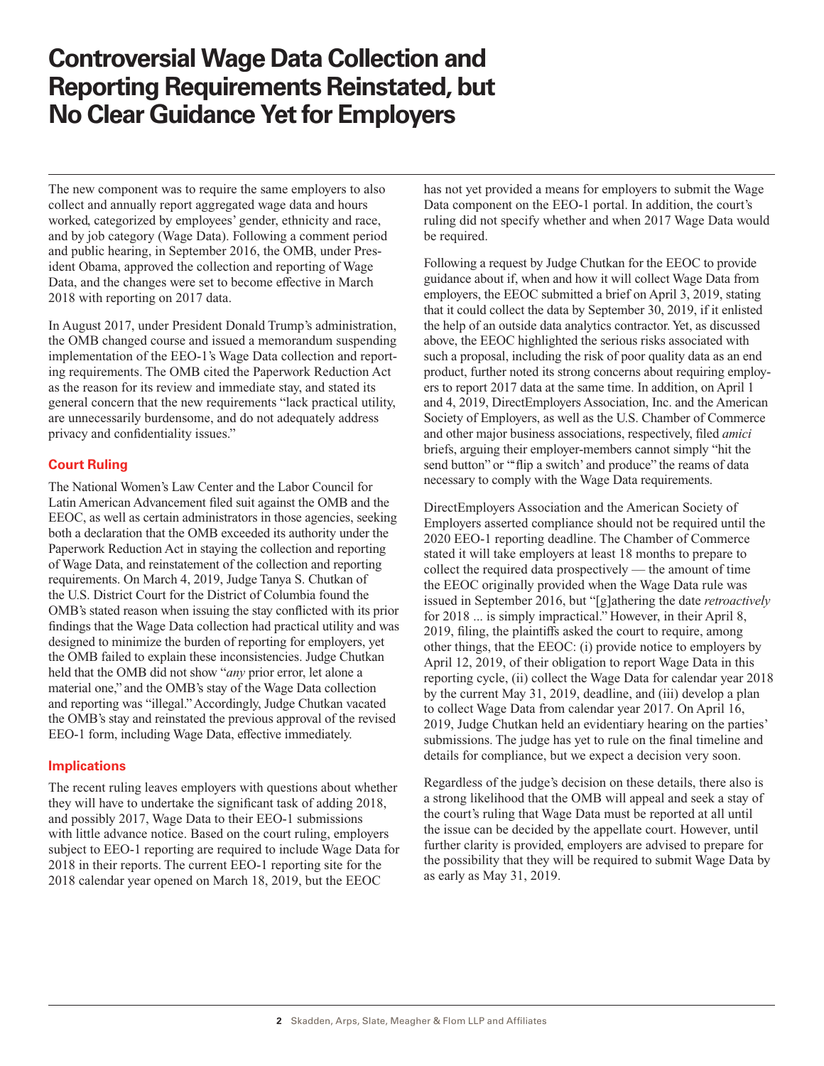# Controversial Wage Data Collection and Reporting Requirements Reinstated, but No Clear Guidance Yet for Employers

The new component was to require the same employers to also collect and annually report aggregated wage data and hours worked, categorized by employees' gender, ethnicity and race, and by job category (Wage Data). Following a comment period and public hearing, in September 2016, the OMB, under President Obama, approved the collection and reporting of Wage Data, and the changes were set to become effective in March 2018 with reporting on 2017 data.

In August 2017, under President Donald Trump's administration, the OMB changed course and issued a memorandum suspending implementation of the EEO-1's Wage Data collection and reporting requirements. The OMB cited the Paperwork Reduction Act as the reason for its review and immediate stay, and stated its general concern that the new requirements "lack practical utility, are unnecessarily burdensome, and do not adequately address privacy and confidentiality issues."

## Court Ruling

The National Women's Law Center and the Labor Council for Latin American Advancement filed suit against the OMB and the EEOC, as well as certain administrators in those agencies, seeking both a declaration that the OMB exceeded its authority under the Paperwork Reduction Act in staying the collection and reporting of Wage Data, and reinstatement of the collection and reporting requirements. On March 4, 2019, Judge Tanya S. Chutkan of the U.S. District Court for the District of Columbia found the OMB's stated reason when issuing the stay conflicted with its prior findings that the Wage Data collection had practical utility and was designed to minimize the burden of reporting for employers, yet the OMB failed to explain these inconsistencies. Judge Chutkan held that the OMB did not show "*any* prior error, let alone a material one," and the OMB's stay of the Wage Data collection and reporting was "illegal." Accordingly, Judge Chutkan vacated the OMB's stay and reinstated the previous approval of the revised EEO-1 form, including Wage Data, effective immediately.

## Implications

The recent ruling leaves employers with questions about whether they will have to undertake the significant task of adding 2018, and possibly 2017, Wage Data to their EEO-1 submissions with little advance notice. Based on the court ruling, employers subject to EEO-1 reporting are required to include Wage Data for 2018 in their reports. The current EEO-1 reporting site for the 2018 calendar year opened on March 18, 2019, but the EEOC has not yet provided a means for employers to submit the Wage Data component on the EEO-1 portal. In addition, the court's ruling did not specify whether and when 2017 Wage Data would be required.

Following a request by Judge Chutkan for the EEOC to provide guidance about if, when and how it will collect Wage Data from employers, the EEOC submitted a brief on April 3, 2019, stating that it could collect the data by September 30, 2019, if it enlisted the help of an outside data analytics contractor. Yet, as discussed above, the EEOC highlighted the serious risks associated with such a proposal, including the risk of poor quality data as an end product, further noted its strong concerns about requiring employers to report 2017 data at the same time. In addition, on April 1 and 4, 2019, DirectEmployers Association, Inc. and the American Society of Employers, as well as the U.S. Chamber of Commerce and other major business associations, respectively, filed *amici* briefs, arguing their employer-members cannot simply "hit the send button" or "'flip a switch' and produce" the reams of data necessary to comply with the Wage Data requirements.

DirectEmployers Association and the American Society of Employers asserted compliance should not be required until the 2020 EEO-1 reporting deadline. The Chamber of Commerce stated it will take employers at least 18 months to prepare to collect the required data prospectively — the amount of time the EEOC originally provided when the Wage Data rule was issued in September 2016, but "[g]athering the date *retroactively* for 2018 ... is simply impractical." However, in their April 8, 2019, filing, the plaintiffs asked the court to require, among other things, that the EEOC: (i) provide notice to employers by April 12, 2019, of their obligation to report Wage Data in this reporting cycle, (ii) collect the Wage Data for calendar year 2018 by the current May 31, 2019, deadline, and (iii) develop a plan to collect Wage Data from calendar year 2017. On April 16, 2019, Judge Chutkan held an evidentiary hearing on the parties' submissions. The judge has yet to rule on the final timeline and details for compliance, but we expect a decision very soon.

Regardless of the judge's decision on these details, there also is a strong likelihood that the OMB will appeal and seek a stay of the court's ruling that Wage Data must be reported at all until the issue can be decided by the appellate court. However, until further clarity is provided, employers are advised to prepare for the possibility that they will be required to submit Wage Data by as early as May 31, 2019.